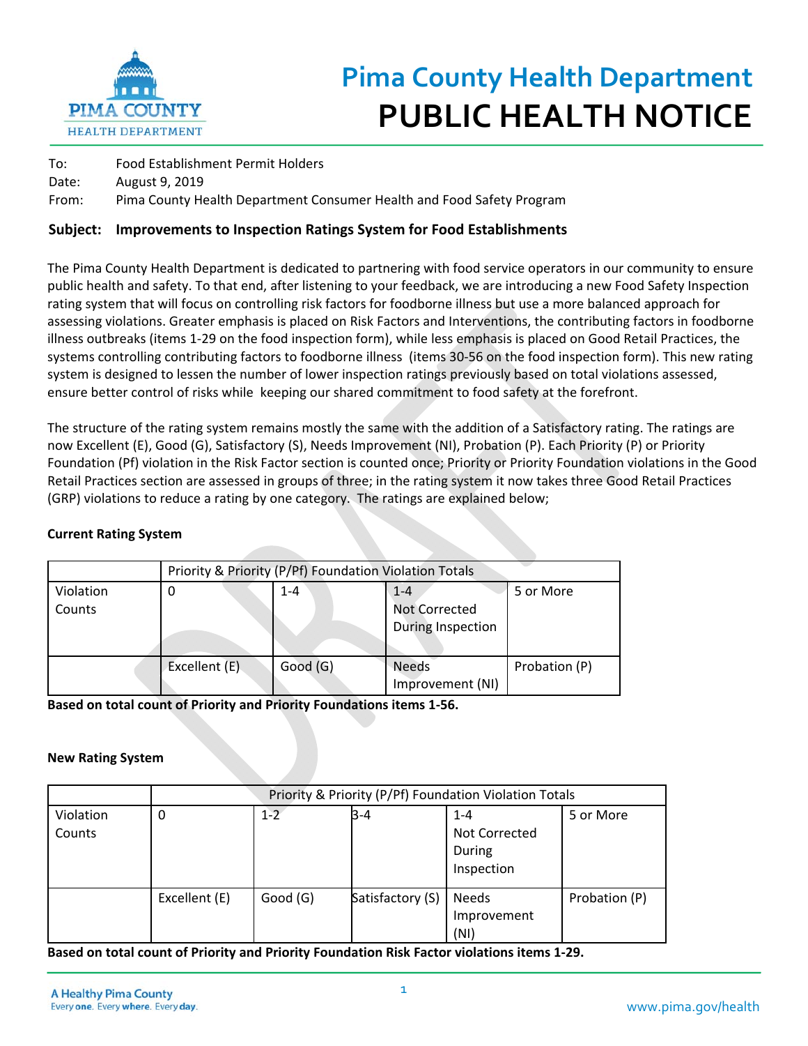# Pima County Health Department
# PUBLIC HEALTH NOTICE

To: Food Establishment Permit Holders
Date: August 9, 2019
From: Pima County Health Department Consumer Health and Food Safety Program

**Subject: Improvements to Inspection Ratings System for Food Establishments**

The Pima County Health Department is dedicated to partnering with food service operators in our community to ensure public health and safety. To that end, after listening to your feedback, we are introducing a new Food Safety Inspection rating system that will focus on controlling risk factors for foodborne illness but use a more balanced approach for assessing violations. Greater emphasis is placed on Risk Factors and Interventions, the contributing factors in foodborne illness outbreaks (items 1-29 on the food inspection form), while less emphasis is placed on Good Retail Practices, the systems controlling contributing factors to foodborne illness (items 30-56 on the food inspection form). This new rating system is designed to lessen the number of lower inspection ratings previously based on total violations assessed, ensure better control of risks while keeping our shared commitment to food safety at the forefront.

The structure of the rating system remains mostly the same with the addition of a Satisfactory rating. The ratings are now Excellent (E), Good (G), Satisfactory (S), Needs Improvement (NI), Probation (P). Each Priority (P) or Priority Foundation (Pf) violation in the Risk Factor section is counted once; Priority or Priority Foundation violations in the Good Retail Practices section are assessed in groups of three; in the rating system it now takes three Good Retail Practices (GRP) violations to reduce a rating by one category. The ratings are explained below;

**Current Rating System**

| | Priority & Priority (P/Pf) Foundation Violation Totals | | | |
|---|---|---|---|---|
| Violation Counts | 0 | 1-4 | 1-4 Not Corrected During Inspection | 5 or More |
| | Excellent (E) | Good (G) | Needs Improvement (NI) | Probation (P) |

**Based on total count of Priority and Priority Foundations items 1-56.**

**New Rating System**

| | Priority & Priority (P/Pf) Foundation Violation Totals | | | | |
|---|---|---|---|---|---|
| Violation Counts | 0 | 1-2 | 3-4 | 1-4 Not Corrected During Inspection | 5 or More |
| | Excellent (E) | Good (G) | Satisfactory (S) | Needs Improvement (NI) | Probation (P) |

**Based on total count of Priority and Priority Foundation Risk Factor violations items 1-29.**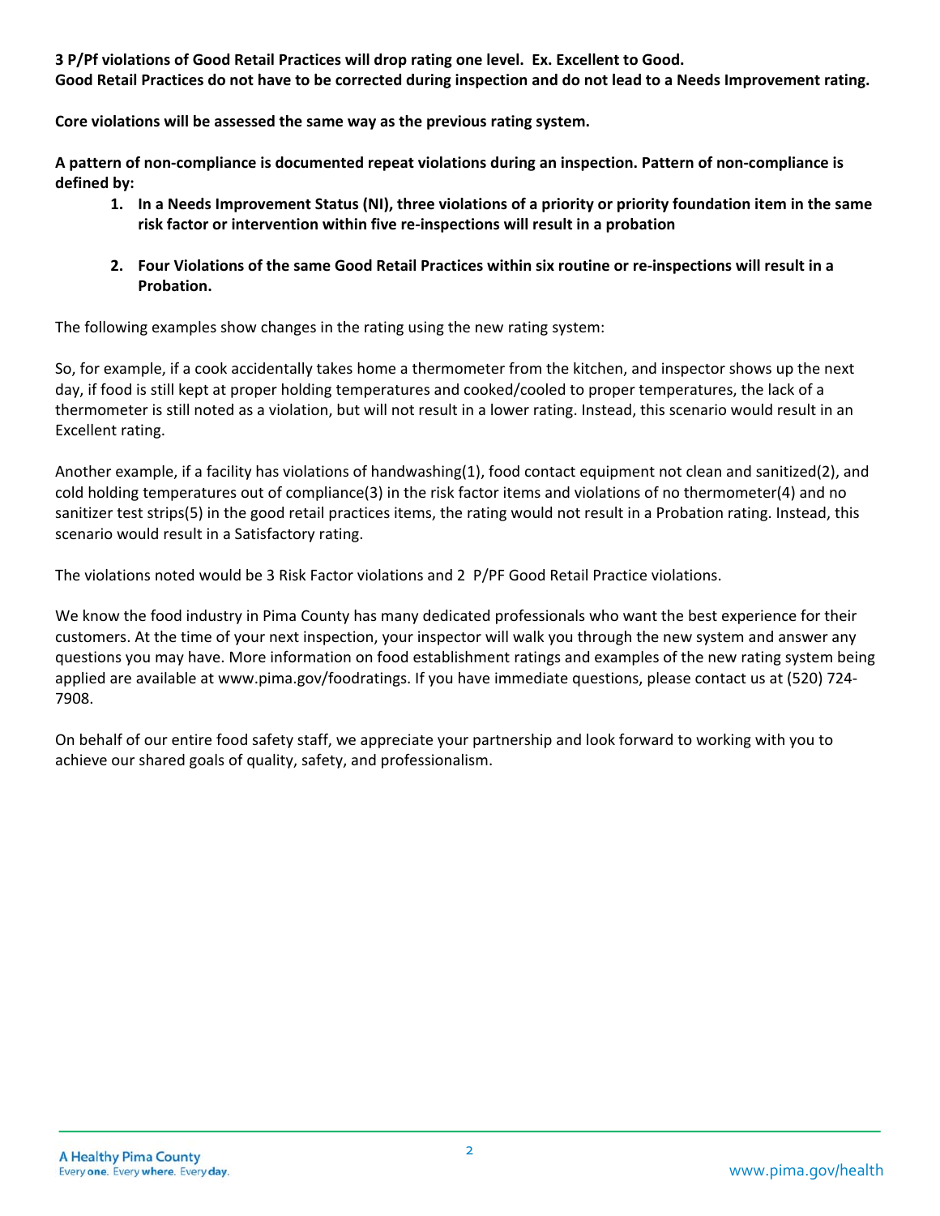**3 P/Pf violations of Good Retail Practices will drop rating one level. Ex. Excellent to Good.**
**Good Retail Practices do not have to be corrected during inspection and do not lead to a Needs Improvement rating.**

**Core violations will be assessed the same way as the previous rating system.**

**A pattern of non-compliance is documented repeat violations during an inspection. Pattern of non-compliance is defined by:**

1. **In a Needs Improvement Status (NI), three violations of a priority or priority foundation item in the same risk factor or intervention within five re-inspections will result in a probation**

2. **Four Violations of the same Good Retail Practices within six routine or re-inspections will result in a Probation.**

The following examples show changes in the rating using the new rating system:

So, for example, if a cook accidentally takes home a thermometer from the kitchen, and inspector shows up the next day, if food is still kept at proper holding temperatures and cooked/cooled to proper temperatures, the lack of a thermometer is still noted as a violation, but will not result in a lower rating. Instead, this scenario would result in an Excellent rating.

Another example, if a facility has violations of handwashing(1), food contact equipment not clean and sanitized(2), and cold holding temperatures out of compliance(3) in the risk factor items and violations of no thermometer(4) and no sanitizer test strips(5) in the good retail practices items, the rating would not result in a Probation rating. Instead, this scenario would result in a Satisfactory rating.

The violations noted would be 3 Risk Factor violations and 2 P/PF Good Retail Practice violations.

We know the food industry in Pima County has many dedicated professionals who want the best experience for their customers. At the time of your next inspection, your inspector will walk you through the new system and answer any questions you may have. More information on food establishment ratings and examples of the new rating system being applied are available at www.pima.gov/foodratings. If you have immediate questions, please contact us at (520) 724-7908.

On behalf of our entire food safety staff, we appreciate your partnership and look forward to working with you to achieve our shared goals of quality, safety, and professionalism.